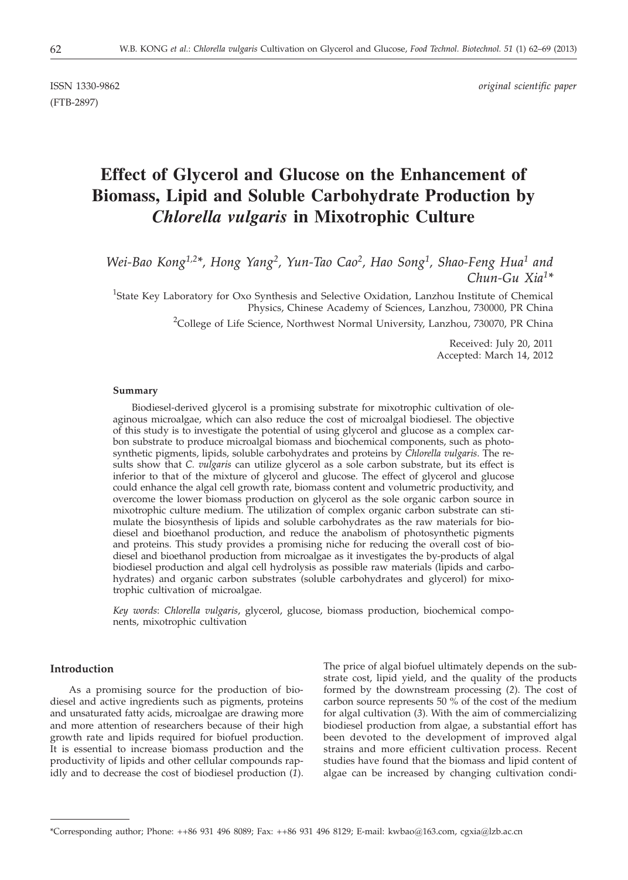ISSN 1330-9862 *original scientific paper*
(FTB-2897)

# Effect of Glycerol and Glucose on the Enhancement of Biomass, Lipid and Soluble Carbohydrate Production by *Chlorella vulgaris* in Mixotrophic Culture

*Wei-Bao Kong[1,2]\*, Hong Yang[2], Yun-Tao Cao[2], Hao Song[1], Shao-Feng Hua[1] and Chun-Gu Xia[1]\**

[1]State Key Laboratory for Oxo Synthesis and Selective Oxidation, Lanzhou Institute of Chemical Physics, Chinese Academy of Sciences, Lanzhou, 730000, PR China

[2]College of Life Science, Northwest Normal University, Lanzhou, 730070, PR China

Received: July 20, 2011
Accepted: March 14, 2012

#### Summary

Biodiesel-derived glycerol is a promising substrate for mixotrophic cultivation of oleaginous microalgae, which can also reduce the cost of microalgal biodiesel. The objective of this study is to investigate the potential of using glycerol and glucose as a complex carbon substrate to produce microalgal biomass and biochemical components, such as photosynthetic pigments, lipids, soluble carbohydrates and proteins by *Chlorella vulgaris*. The results show that *C. vulgaris* can utilize glycerol as a sole carbon substrate, but its effect is inferior to that of the mixture of glycerol and glucose. The effect of glycerol and glucose could enhance the algal cell growth rate, biomass content and volumetric productivity, and overcome the lower biomass production on glycerol as the sole organic carbon source in mixotrophic culture medium. The utilization of complex organic carbon substrate can stimulate the biosynthesis of lipids and soluble carbohydrates as the raw materials for biodiesel and bioethanol production, and reduce the anabolism of photosynthetic pigments and proteins. This study provides a promising niche for reducing the overall cost of biodiesel and bioethanol production from microalgae as it investigates the by-products of algal biodiesel production and algal cell hydrolysis as possible raw materials (lipids and carbohydrates) and organic carbon substrates (soluble carbohydrates and glycerol) for mixotrophic cultivation of microalgae.

*Key words*: *Chlorella vulgaris*, glycerol, glucose, biomass production, biochemical components, mixotrophic cultivation

#### Introduction

As a promising source for the production of biodiesel and active ingredients such as pigments, proteins and unsaturated fatty acids, microalgae are drawing more and more attention of researchers because of their high growth rate and lipids required for biofuel production. It is essential to increase biomass production and the productivity of lipids and other cellular compounds rapidly and to decrease the cost of biodiesel production (*1*). The price of algal biofuel ultimately depends on the substrate cost, lipid yield, and the quality of the products formed by the downstream processing (*2*). The cost of carbon source represents 50 % of the cost of the medium for algal cultivation (*3*). With the aim of commercializing biodiesel production from algae, a substantial effort has been devoted to the development of improved algal strains and more efficient cultivation process. Recent studies have found that the biomass and lipid content of algae can be increased by changing cultivation condi-

\*Corresponding author; Phone: ++86 931 496 8089; Fax: ++86 931 496 8129; E-mail: kwbao@163.com, cgxia@lzb.ac.cn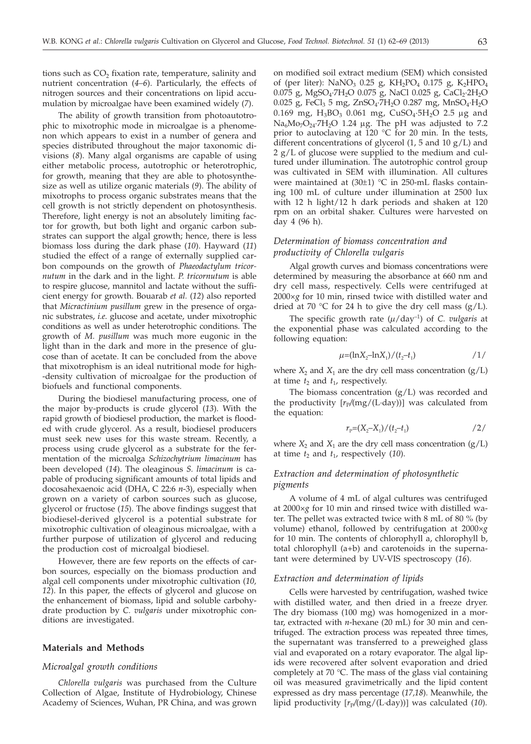tions such as $CO_2$ fixation rate, temperature, salinity and nutrient concentration (*4–6*). Particularly, the effects of nitrogen sources and their concentrations on lipid accumulation by microalgae have been examined widely (*7*).

The ability of growth transition from photoautotrophic to mixotrophic mode in microalgae is a phenomenon which appears to exist in a number of genera and species distributed throughout the major taxonomic divisions (*8*). Many algal organisms are capable of using either metabolic process, autotrophic or heterotrophic, for growth, meaning that they are able to photosynthesize as well as utilize organic materials (*9*). The ability of mixotrophs to process organic substrates means that the cell growth is not strictly dependent on photosynthesis. Therefore, light energy is not an absolutely limiting factor for growth, but both light and organic carbon substrates can support the algal growth; hence, there is less biomass loss during the dark phase (*10*). Hayward (*11*) studied the effect of a range of externally supplied carbon compounds on the growth of *Phaeodactylum tricornutum* in the dark and in the light. *P. tricornutum* is able to respire glucose, mannitol and lactate without the sufficient energy for growth. Bouarab *et al.* (*12*) also reported that *Micractinium pusillum* grew in the presence of organic substrates, *i.e.* glucose and acetate, under mixotrophic conditions as well as under heterotrophic conditions. The growth of *M. pusillum* was much more eugonic in the light than in the dark and more in the presence of glucose than of acetate. It can be concluded from the above that mixotrophism is an ideal nutritional mode for high-density cultivation of microalgae for the production of biofuels and functional components.

During the biodiesel manufacturing process, one of the major by-products is crude glycerol (*13*). With the rapid growth of biodiesel production, the market is flooded with crude glycerol. As a result, biodiesel producers must seek new uses for this waste stream. Recently, a process using crude glycerol as a substrate for the fermentation of the microalga *Schizochytrium limacinum* has been developed (*14*). The oleaginous *S. limacinum* is capable of producing significant amounts of total lipids and docosahexaenoic acid (DHA, C 22:6 *n*-3), especially when grown on a variety of carbon sources such as glucose, glycerol or fructose (*15*). The above findings suggest that biodiesel-derived glycerol is a potential substrate for mixotrophic cultivation of oleaginous microalgae, with a further purpose of utilization of glycerol and reducing the production cost of microalgal biodiesel.

However, there are few reports on the effects of carbon sources, especially on the biomass production and algal cell components under mixotrophic cultivation (*10, 12*). In this paper, the effects of glycerol and glucose on the enhancement of biomass, lipid and soluble carbohydrate production by *C. vulgaris* under mixotrophic conditions are investigated.

## Materials and Methods

### Microalgal growth conditions

*Chlorella vulgaris* was purchased from the Culture Collection of Algae, Institute of Hydrobiology, Chinese Academy of Sciences, Wuhan, PR China, and was grown on modified soil extract medium (SEM) which consisted of (per liter): $NaNO_3$ 0.25 g, $KH_2PO_4$ 0.175 g, $K_2HPO_4$ 0.075 g, $MgSO_4{\cdot}7H_2O$ 0.075 g, NaCl 0.025 g, $CaCl_2{\cdot}2H_2O$ 0.025 g, $FeCl_3$ 5 mg, $ZnSO_4{\cdot}7H_2O$ 0.287 mg, $MnSO_4{\cdot}H_2O$ 0.169 mg, $H_3BO_3$ 0.061 mg, $CuSO_4{\cdot}5H_2O$ 2.5 μg and $Na_6Mo_7O_{24}{\cdot}7H_2O$ 1.24 μg. The pH was adjusted to 7.2 prior to autoclaving at 120 °C for 20 min. In the tests, different concentrations of glycerol (1, 5 and 10 g/L) and 2 g/L of glucose were supplied to the medium and cultured under illumination. The autotrophic control group was cultivated in SEM with illumination. All cultures were maintained at (30±1) °C in 250-mL flasks containing 100 mL of culture under illumination at 2500 lux with 12 h light/12 h dark periods and shaken at 120 rpm on an orbital shaker. Cultures were harvested on day 4 (96 h).

### Determination of biomass concentration and productivity of *Chlorella vulgaris*

Algal growth curves and biomass concentrations were determined by measuring the absorbance at 660 nm and dry cell mass, respectively. Cells were centrifuged at 2000×*g* for 10 min, rinsed twice with distilled water and dried at 70 °C for 24 h to give the dry cell mass (g/L).

The specific growth rate ($\mu$/day$^{-1}$) of *C. vulgaris* at the exponential phase was calculated according to the following equation:

$$\mu=(\ln X_2-\ln X_1)/(t_2-t_1) \qquad /1/$$

where $X_2$ and $X_1$ are the dry cell mass concentration (g/L) at time $t_2$ and $t_1$, respectively.

The biomass concentration (g/L) was recorded and the productivity [$r_P$/(mg/(L·day))] was calculated from the equation:

$$r_P=(X_2-X_1)/(t_2-t_1) \qquad /2/$$

where $X_2$ and $X_1$ are the dry cell mass concentration (g/L) at time $t_2$ and $t_1$, respectively (*10*).

### Extraction and determination of photosynthetic pigments

A volume of 4 mL of algal cultures was centrifuged at 2000×*g* for 10 min and rinsed twice with distilled water. The pellet was extracted twice with 8 mL of 80 % (by volume) ethanol, followed by centrifugation at 2000×*g* for 10 min. The contents of chlorophyll a, chlorophyll b, total chlorophyll (a+b) and carotenoids in the supernatant were determined by UV-VIS spectroscopy (*16*).

### Extraction and determination of lipids

Cells were harvested by centrifugation, washed twice with distilled water, and then dried in a freeze dryer. The dry biomass (100 mg) was homogenized in a mortar, extracted with *n*-hexane (20 mL) for 30 min and centrifuged. The extraction process was repeated three times, the supernatant was transferred to a preweighed glass vial and evaporated on a rotary evaporator. The algal lipids were recovered after solvent evaporation and dried completely at 70 °C. The mass of the glass vial containing oil was measured gravimetrically and the lipid content expressed as dry mass percentage (*17,18*). Meanwhile, the lipid productivity [$r_P$/(mg/(L·day))] was calculated (*10*).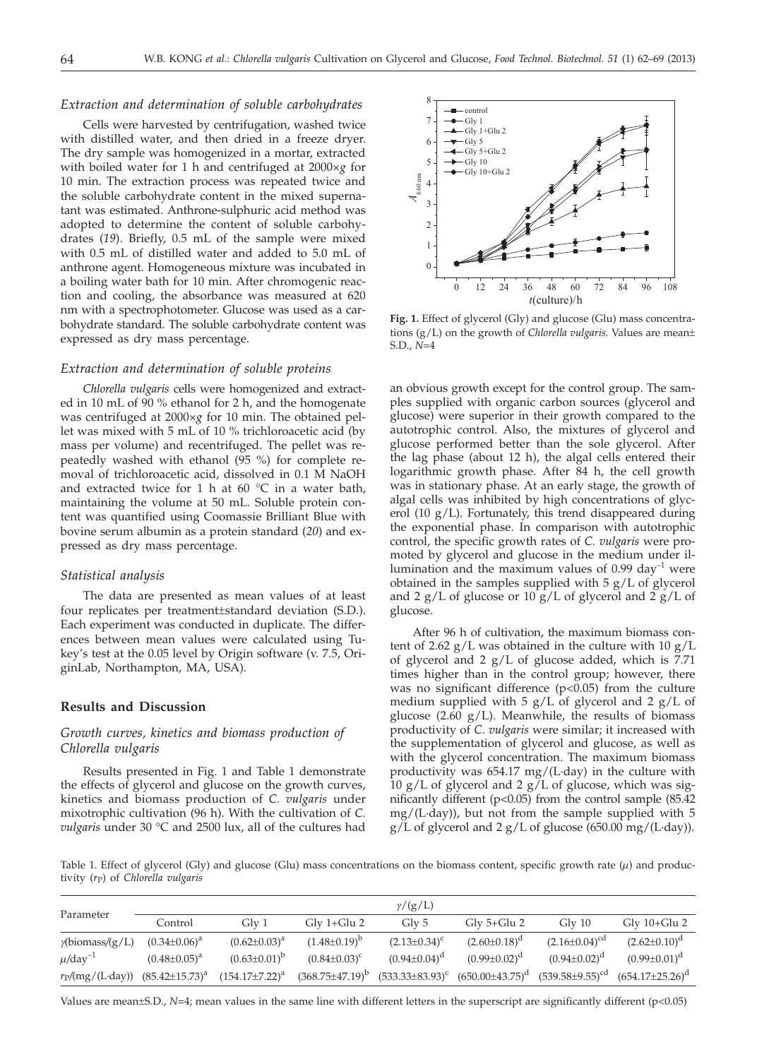### *Extraction and determination of soluble carbohydrates*

Cells were harvested by centrifugation, washed twice with distilled water, and then dried in a freeze dryer. The dry sample was homogenized in a mortar, extracted with boiled water for 1 h and centrifuged at 2000×*g* for 10 min. The extraction process was repeated twice and the soluble carbohydrate content in the mixed supernatant was estimated. Anthrone-sulphuric acid method was adopted to determine the content of soluble carbohydrates (*19*). Briefly, 0.5 mL of the sample were mixed with 0.5 mL of distilled water and added to 5.0 mL of anthrone agent. Homogeneous mixture was incubated in a boiling water bath for 10 min. After chromogenic reaction and cooling, the absorbance was measured at 620 nm with a spectrophotometer. Glucose was used as a carbohydrate standard. The soluble carbohydrate content was expressed as dry mass percentage.

### *Extraction and determination of soluble proteins*

*Chlorella vulgaris* cells were homogenized and extracted in 10 mL of 90 % ethanol for 2 h, and the homogenate was centrifuged at 2000×*g* for 10 min. The obtained pellet was mixed with 5 mL of 10 % trichloroacetic acid (by mass per volume) and recentrifuged. The pellet was repeatedly washed with ethanol (95 %) for complete removal of trichloroacetic acid, dissolved in 0.1 M NaOH and extracted twice for 1 h at 60 °C in a water bath, maintaining the volume at 50 mL. Soluble protein content was quantified using Coomassie Brilliant Blue with bovine serum albumin as a protein standard (*20*) and expressed as dry mass percentage.

### *Statistical analysis*

The data are presented as mean values of at least four replicates per treatment±standard deviation (S.D.). Each experiment was conducted in duplicate. The differences between mean values were calculated using Tukey's test at the 0.05 level by Origin software (v. 7.5, OriginLab, Northampton, MA, USA).

## Results and Discussion

### *Growth curves, kinetics and biomass production of Chlorella vulgaris*

Results presented in Fig. 1 and Table 1 demonstrate the effects of glycerol and glucose on the growth curves, kinetics and biomass production of *C. vulgaris* under mixotrophic cultivation (96 h). With the cultivation of *C. vulgaris* under 30 °C and 2500 lux, all of the cultures had an obvious growth except for the control group. The samples supplied with organic carbon sources (glycerol and glucose) were superior in their growth compared to the autotrophic control. Also, the mixtures of glycerol and glucose performed better than the sole glycerol. After the lag phase (about 12 h), the algal cells entered their logarithmic growth phase. After 84 h, the cell growth was in stationary phase. At an early stage, the growth of algal cells was inhibited by high concentrations of glycerol (10 g/L). Fortunately, this trend disappeared during the exponential phase. In comparison with autotrophic control, the specific growth rates of *C. vulgaris* were promoted by glycerol and glucose in the medium under illumination and the maximum values of 0.99 $day^{-1}$ were obtained in the samples supplied with 5 g/L of glycerol and 2 g/L of glucose or 10 g/L of glycerol and 2 g/L of glucose.

**Fig. 1.** Effect of glycerol (Gly) and glucose (Glu) mass concentrations (g/L) on the growth of *Chlorella vulgaris.* Values are mean± S.D., *N*=4

After 96 h of cultivation, the maximum biomass content of 2.62 g/L was obtained in the culture with 10 g/L of glycerol and 2 g/L of glucose added, which is 7.71 times higher than in the control group; however, there was no significant difference ($p<0.05$) from the culture medium supplied with 5 g/L of glycerol and 2 g/L of glucose (2.60 g/L). Meanwhile, the results of biomass productivity of *C. vulgaris* were similar; it increased with the supplementation of glycerol and glucose, as well as with the glycerol concentration. The maximum biomass productivity was 654.17 mg/(L·day) in the culture with 10 g/L of glycerol and 2 g/L of glucose, which was significantly different ($p<0.05$) from the control sample (85.42 mg/(L·day)), but not from the sample supplied with 5 g/L of glycerol and 2 g/L of glucose (650.00 mg/(L·day)).

Table 1. Effect of glycerol (Gly) and glucose (Glu) mass concentrations on the biomass content, specific growth rate ($\mu$) and productivity ($r_P$) of *Chlorella vulgaris*

| Parameter | $\gamma$/(g/L) | | | | | | |
|---|---|---|---|---|---|---|---|
| | Control | Gly 1 | Gly 1+Glu 2 | Gly 5 | Gly 5+Glu 2 | Gly 10 | Gly 10+Glu 2 |
| $\gamma$(biomass)/(g/L) | $(0.34\pm0.06)^a$ | $(0.62\pm0.03)^a$ | $(1.48\pm0.19)^b$ | $(2.13\pm0.34)^c$ | $(2.60\pm0.18)^d$ | $(2.16\pm0.04)^{cd}$ | $(2.62\pm0.10)^d$ |
| $\mu$/day$^{-1}$ | $(0.48\pm0.05)^a$ | $(0.63\pm0.01)^b$ | $(0.84\pm0.03)^c$ | $(0.94\pm0.04)^d$ | $(0.99\pm0.02)^d$ | $(0.94\pm0.02)^d$ | $(0.99\pm0.01)^d$ |
| $r_P$/(mg/(L·day)) | $(85.42\pm15.73)^a$ | $(154.17\pm7.22)^a$ | $(368.75\pm47.19)^b$ | $(533.33\pm83.93)^c$ | $(650.00\pm43.75)^d$ | $(539.58\pm9.55)^{cd}$ | $(654.17\pm25.26)^d$ |

Values are mean±S.D., *N*=4; mean values in the same line with different letters in the superscript are significantly different ($p<0.05$)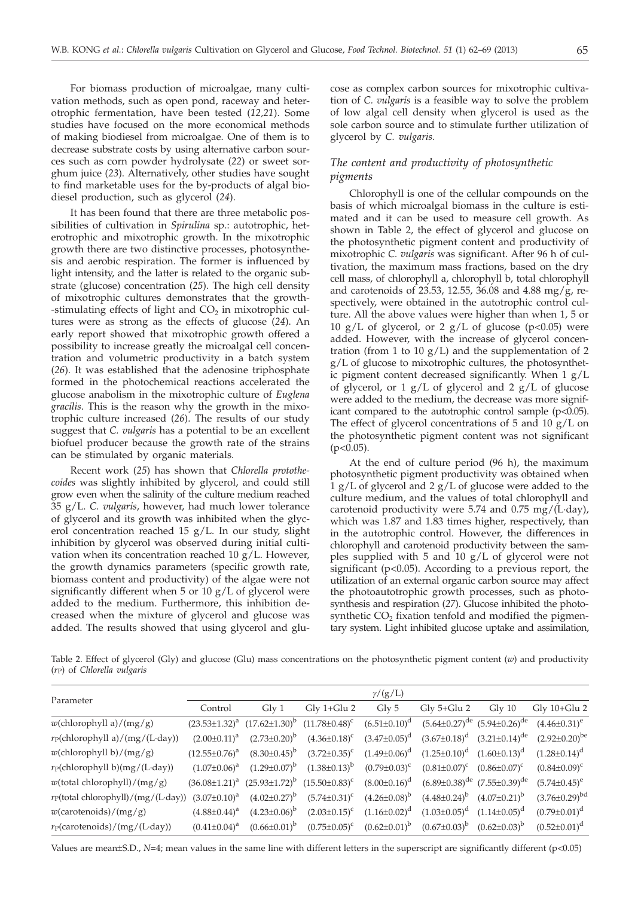For biomass production of microalgae, many cultivation methods, such as open pond, raceway and heterotrophic fermentation, have been tested (*12,21*). Some studies have focused on the more economical methods of making biodiesel from microalgae. One of them is to decrease substrate costs by using alternative carbon sources such as corn powder hydrolysate (*22*) or sweet sorghum juice (*23*). Alternatively, other studies have sought to find marketable uses for the by-products of algal biodiesel production, such as glycerol (*24*).

It has been found that there are three metabolic possibilities of cultivation in *Spirulina* sp.: autotrophic, heterotrophic and mixotrophic growth. In the mixotrophic growth there are two distinctive processes, photosynthesis and aerobic respiration. The former is influenced by light intensity, and the latter is related to the organic substrate (glucose) concentration (*25*). The high cell density of mixotrophic cultures demonstrates that the growth-stimulating effects of light and $CO_2$ in mixotrophic cultures were as strong as the effects of glucose (*24*). An early report showed that mixotrophic growth offered a possibility to increase greatly the microalgal cell concentration and volumetric productivity in a batch system (*26*). It was established that the adenosine triphosphate formed in the photochemical reactions accelerated the glucose anabolism in the mixotrophic culture of *Euglena gracilis*. This is the reason why the growth in the mixotrophic culture increased (*26*). The results of our study suggest that *C. vulgaris* has a potential to be an excellent biofuel producer because the growth rate of the strains can be stimulated by organic materials.

Recent work (*25*) has shown that *Chlorella protothecoides* was slightly inhibited by glycerol, and could still grow even when the salinity of the culture medium reached 35 g/L. *C. vulgaris*, however, had much lower tolerance of glycerol and its growth was inhibited when the glycerol concentration reached 15 g/L. In our study, slight inhibition by glycerol was observed during initial cultivation when its concentration reached 10 g/L. However, the growth dynamics parameters (specific growth rate, biomass content and productivity) of the algae were not significantly different when 5 or 10 g/L of glycerol were added to the medium. Furthermore, this inhibition decreased when the mixture of glycerol and glucose was added. The results showed that using glycerol and glucose as complex carbon sources for mixotrophic cultivation of *C. vulgaris* is a feasible way to solve the problem of low algal cell density when glycerol is used as the sole carbon source and to stimulate further utilization of glycerol by *C. vulgaris.*

### *The content and productivity of photosynthetic pigments*

Chlorophyll is one of the cellular compounds on the basis of which microalgal biomass in the culture is estimated and it can be used to measure cell growth. As shown in Table 2, the effect of glycerol and glucose on the photosynthetic pigment content and productivity of mixotrophic *C. vulgaris* was significant. After 96 h of cultivation, the maximum mass fractions, based on the dry cell mass, of chlorophyll a, chlorophyll b, total chlorophyll and carotenoids of 23.53, 12.55, 36.08 and 4.88 mg/g, respectively, were obtained in the autotrophic control culture. All the above values were higher than when 1, 5 or 10 g/L of glycerol, or 2 g/L of glucose ($p<0.05$) were added. However, with the increase of glycerol concentration (from 1 to 10 g/L) and the supplementation of 2 g/L of glucose to mixotrophic cultures, the photosynthetic pigment content decreased significantly. When 1 g/L of glycerol, or 1 g/L of glycerol and 2 g/L of glucose were added to the medium, the decrease was more significant compared to the autotrophic control sample ($p<0.05$). The effect of glycerol concentrations of 5 and 10 g/L on the photosynthetic pigment content was not significant ($p<0.05$).

At the end of culture period (96 h), the maximum photosynthetic pigment productivity was obtained when 1 g/L of glycerol and 2 g/L of glucose were added to the culture medium, and the values of total chlorophyll and carotenoid productivity were 5.74 and 0.75 mg/(L·day), which was 1.87 and 1.83 times higher, respectively, than in the autotrophic control. However, the differences in chlorophyll and carotenoid productivity between the samples supplied with 5 and 10 g/L of glycerol were not significant ($p<0.05$). According to a previous report, the utilization of an external organic carbon source may affect the photoautotrophic growth processes, such as photosynthesis and respiration (*27*). Glucose inhibited the photosynthetic $CO_2$ fixation tenfold and modified the pigmentary system. Light inhibited glucose uptake and assimilation,

Table 2. Effect of glycerol (Gly) and glucose (Glu) mass concentrations on the photosynthetic pigment content ($w$) and productivity ($r_P$) of *Chlorella vulgaris*

| Parameter | $\gamma$/(g/L) | | | | | | |
|---|---|---|---|---|---|---|---|
| | Control | Gly 1 | Gly 1+Glu 2 | Gly 5 | Gly 5+Glu 2 | Gly 10 | Gly 10+Glu 2 |
| $w$(chlorophyll a)/(mg/g) | $(23.53\pm1.32)^{a}$ | $(17.62\pm1.30)^{b}$ | $(11.78\pm0.48)^{c}$ | $(6.51\pm0.10)^{d}$ | $(5.64\pm0.27)^{de}$ | $(5.94\pm0.26)^{de}$ | $(4.46\pm0.31)^{e}$ |
| $r_P$(chlorophyll a)/(mg/(L·day)) | $(2.00\pm0.11)^{a}$ | $(2.73\pm0.20)^{b}$ | $(4.36\pm0.18)^{c}$ | $(3.47\pm0.05)^{d}$ | $(3.67\pm0.18)^{d}$ | $(3.21\pm0.14)^{de}$ | $(2.92\pm0.20)^{be}$ |
| $w$(chlorophyll b)/(mg/g) | $(12.55\pm0.76)^{a}$ | $(8.30\pm0.45)^{b}$ | $(3.72\pm0.35)^{c}$ | $(1.49\pm0.06)^{d}$ | $(1.25\pm0.10)^{d}$ | $(1.60\pm0.13)^{d}$ | $(1.28\pm0.14)^{d}$ |
| $r_P$(chlorophyll b)(mg/(L·day)) | $(1.07\pm0.06)^{a}$ | $(1.29\pm0.07)^{b}$ | $(1.38\pm0.13)^{b}$ | $(0.79\pm0.03)^{c}$ | $(0.81\pm0.07)^{c}$ | $(0.86\pm0.07)^{c}$ | $(0.84\pm0.09)^{c}$ |
| $w$(total chlorophyll)/(mg/g) | $(36.08\pm1.21)^{a}$ | $(25.93\pm1.72)^{b}$ | $(15.50\pm0.83)^{c}$ | $(8.00\pm0.16)^{d}$ | $(6.89\pm0.38)^{de}$ | $(7.55\pm0.39)^{de}$ | $(5.74\pm0.45)^{e}$ |
| $r_P$(total chlorophyll)/(mg/(L·day)) | $(3.07\pm0.10)^{a}$ | $(4.02\pm0.27)^{b}$ | $(5.74\pm0.31)^{c}$ | $(4.26\pm0.08)^{b}$ | $(4.48\pm0.24)^{b}$ | $(4.07\pm0.21)^{b}$ | $(3.76\pm0.29)^{bd}$ |
| $w$(carotenoids)/(mg/g) | $(4.88\pm0.44)^{a}$ | $(4.23\pm0.06)^{b}$ | $(2.03\pm0.15)^{c}$ | $(1.16\pm0.02)^{d}$ | $(1.03\pm0.05)^{d}$ | $(1.14\pm0.05)^{d}$ | $(0.79\pm0.01)^{d}$ |
| $r_P$(carotenoids)/(mg/(L·day)) | $(0.41\pm0.04)^{a}$ | $(0.66\pm0.01)^{b}$ | $(0.75\pm0.05)^{c}$ | $(0.62\pm0.01)^{b}$ | $(0.67\pm0.03)^{b}$ | $(0.62\pm0.03)^{b}$ | $(0.52\pm0.01)^{d}$ |

Values are mean±S.D., $N$=4; mean values in the same line with different letters in the superscript are significantly different ($p<0.05$)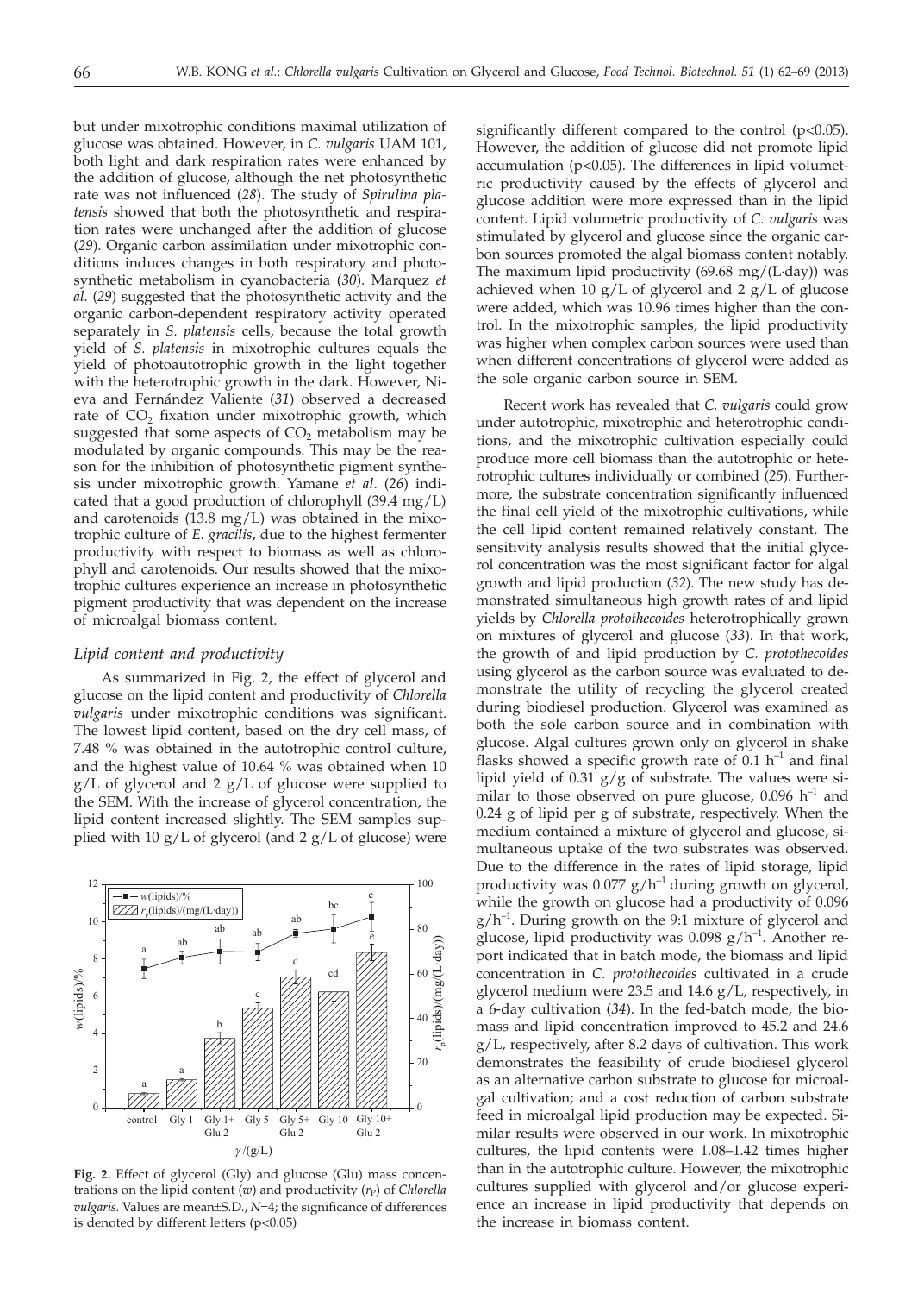but under mixotrophic conditions maximal utilization of glucose was obtained. However, in *C. vulgaris* UAM 101, both light and dark respiration rates were enhanced by the addition of glucose, although the net photosynthetic rate was not influenced (*28*). The study of *Spirulina platensis* showed that both the photosynthetic and respiration rates were unchanged after the addition of glucose (*29*). Organic carbon assimilation under mixotrophic conditions induces changes in both respiratory and photosynthetic metabolism in cyanobacteria (*30*). Marquez *et al.* (*29*) suggested that the photosynthetic activity and the organic carbon-dependent respiratory activity operated separately in *S. platensis* cells, because the total growth yield of *S. platensis* in mixotrophic cultures equals the yield of photoautotrophic growth in the light together with the heterotrophic growth in the dark. However, Nieva and Fernández Valiente (*31*) observed a decreased rate of $CO_2$ fixation under mixotrophic growth, which suggested that some aspects of $CO_2$ metabolism may be modulated by organic compounds. This may be the reason for the inhibition of photosynthetic pigment synthesis under mixotrophic growth. Yamane *et al.* (*26*) indicated that a good production of chlorophyll (39.4 mg/L) and carotenoids (13.8 mg/L) was obtained in the mixotrophic culture of *E. gracilis*, due to the highest fermenter productivity with respect to biomass as well as chlorophyll and carotenoids. Our results showed that the mixotrophic cultures experience an increase in photosynthetic pigment productivity that was dependent on the increase of microalgal biomass content.

### *Lipid content and productivity*

As summarized in Fig. 2, the effect of glycerol and glucose on the lipid content and productivity of *Chlorella vulgaris* under mixotrophic conditions was significant. The lowest lipid content, based on the dry cell mass, of 7.48 % was obtained in the autotrophic control culture, and the highest value of 10.64 % was obtained when 10 g/L of glycerol and 2 g/L of glucose were supplied to the SEM. With the increase of glycerol concentration, the lipid content increased slightly. The SEM samples supplied with 10 g/L of glycerol (and 2 g/L of glucose) were significantly different compared to the control ($p<0.05$). However, the addition of glucose did not promote lipid accumulation ($p<0.05$). The differences in lipid volumetric productivity caused by the effects of glycerol and glucose addition were more expressed than in the lipid content. Lipid volumetric productivity of *C. vulgaris* was stimulated by glycerol and glucose since the organic carbon sources promoted the algal biomass content notably. The maximum lipid productivity (69.68 mg/(L·day)) was achieved when 10 g/L of glycerol and 2 g/L of glucose were added, which was 10.96 times higher than the control. In the mixotrophic samples, the lipid productivity was higher when complex carbon sources were used than when different concentrations of glycerol were added as the sole organic carbon source in SEM.

**Fig. 2.** Effect of glycerol (Gly) and glucose (Glu) mass concentrations on the lipid content ($w$) and productivity ($r_P$) of *Chlorella vulgaris.* Values are mean±S.D., $N$=4; the significance of differences is denoted by different letters ($p<0.05$)

Recent work has revealed that *C. vulgaris* could grow under autotrophic, mixotrophic and heterotrophic conditions, and the mixotrophic cultivation especially could produce more cell biomass than the autotrophic or heterotrophic cultures individually or combined (*25*). Furthermore, the substrate concentration significantly influenced the final cell yield of the mixotrophic cultivations, while the cell lipid content remained relatively constant. The sensitivity analysis results showed that the initial glycerol concentration was the most significant factor for algal growth and lipid production (*32*). The new study has demonstrated simultaneous high growth rates of and lipid yields by *Chlorella protothecoides* heterotrophically grown on mixtures of glycerol and glucose (*33*). In that work, the growth of and lipid production by *C. protothecoides* using glycerol as the carbon source was evaluated to demonstrate the utility of recycling the glycerol created during biodiesel production. Glycerol was examined as both the sole carbon source and in combination with glucose. Algal cultures grown only on glycerol in shake flasks showed a specific growth rate of 0.1 $h^{-1}$ and final lipid yield of 0.31 g/g of substrate. The values were similar to those observed on pure glucose, 0.096 $h^{-1}$ and 0.24 g of lipid per g of substrate, respectively. When the medium contained a mixture of glycerol and glucose, simultaneous uptake of the two substrates was observed. Due to the difference in the rates of lipid storage, lipid productivity was 0.077 $g/h^{-1}$ during growth on glycerol, while the growth on glucose had a productivity of 0.096 $g/h^{-1}$. During growth on the 9:1 mixture of glycerol and glucose, lipid productivity was 0.098 $g/h^{-1}$. Another report indicated that in batch mode, the biomass and lipid concentration in *C. protothecoides* cultivated in a crude glycerol medium were 23.5 and 14.6 g/L, respectively, in a 6-day cultivation (*34*). In the fed-batch mode, the biomass and lipid concentration improved to 45.2 and 24.6 g/L, respectively, after 8.2 days of cultivation. This work demonstrates the feasibility of crude biodiesel glycerol as an alternative carbon substrate to glucose for microalgal cultivation; and a cost reduction of carbon substrate feed in microalgal lipid production may be expected. Similar results were observed in our work. In mixotrophic cultures, the lipid contents were 1.08–1.42 times higher than in the autotrophic culture. However, the mixotrophic cultures supplied with glycerol and/or glucose experience an increase in lipid productivity that depends on the increase in biomass content.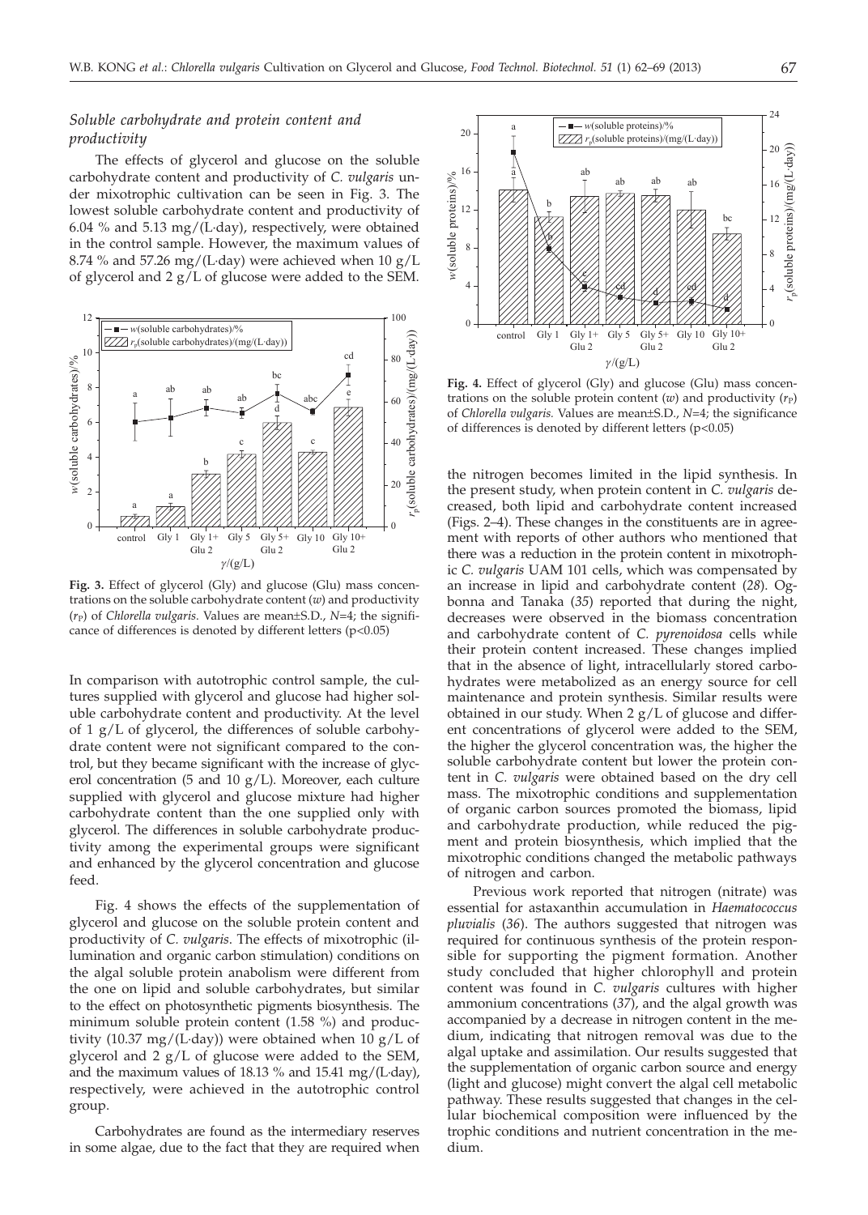### *Soluble carbohydrate and protein content and productivity*

The effects of glycerol and glucose on the soluble carbohydrate content and productivity of *C. vulgaris* under mixotrophic cultivation can be seen in Fig. 3. The lowest soluble carbohydrate content and productivity of 6.04 % and 5.13 mg/(L·day), respectively, were obtained in the control sample. However, the maximum values of 8.74 % and 57.26 mg/(L·day) were achieved when 10 g/L of glycerol and 2 g/L of glucose were added to the SEM.

**Fig. 3.** Effect of glycerol (Gly) and glucose (Glu) mass concentrations on the soluble carbohydrate content ($w$) and productivity ($r_P$) of *Chlorella vulgaris*. Values are mean±S.D., $N$=4; the significance of differences is denoted by different letters ($p<0.05$)

In comparison with autotrophic control sample, the cultures supplied with glycerol and glucose had higher soluble carbohydrate content and productivity. At the level of 1 g/L of glycerol, the differences of soluble carbohydrate content were not significant compared to the control, but they became significant with the increase of glycerol concentration (5 and 10 g/L). Moreover, each culture supplied with glycerol and glucose mixture had higher carbohydrate content than the one supplied only with glycerol. The differences in soluble carbohydrate productivity among the experimental groups were significant and enhanced by the glycerol concentration and glucose feed.

Fig. 4 shows the effects of the supplementation of glycerol and glucose on the soluble protein content and productivity of *C. vulgaris*. The effects of mixotrophic (illumination and organic carbon stimulation) conditions on the algal soluble protein anabolism were different from the one on lipid and soluble carbohydrates, but similar to the effect on photosynthetic pigments biosynthesis. The minimum soluble protein content (1.58 %) and productivity (10.37 mg/(L·day)) were obtained when 10 g/L of glycerol and 2 g/L of glucose were added to the SEM, and the maximum values of 18.13 % and 15.41 mg/(L·day), respectively, were achieved in the autotrophic control group.

Carbohydrates are found as the intermediary reserves in some algae, due to the fact that they are required when the nitrogen becomes limited in the lipid synthesis. In the present study, when protein content in *C. vulgaris* decreased, both lipid and carbohydrate content increased (Figs. 2–4). These changes in the constituents are in agreement with reports of other authors who mentioned that there was a reduction in the protein content in mixotrophic *C. vulgaris* UAM 101 cells, which was compensated by an increase in lipid and carbohydrate content (*28*). Ogbonna and Tanaka (*35*) reported that during the night, decreases were observed in the biomass concentration and carbohydrate content of *C. pyrenoidosa* cells while their protein content increased. These changes implied that in the absence of light, intracellularly stored carbohydrates were metabolized as an energy source for cell maintenance and protein synthesis. Similar results were obtained in our study. When 2 g/L of glucose and different concentrations of glycerol were added to the SEM, the higher the glycerol concentration was, the higher the soluble carbohydrate content but lower the protein content in *C. vulgaris* were obtained based on the dry cell mass. The mixotrophic conditions and supplementation of organic carbon sources promoted the biomass, lipid and carbohydrate production, while reduced the pigment and protein biosynthesis, which implied that the mixotrophic conditions changed the metabolic pathways of nitrogen and carbon.

**Fig. 4.** Effect of glycerol (Gly) and glucose (Glu) mass concentrations on the soluble protein content ($w$) and productivity ($r_P$) of *Chlorella vulgaris.* Values are mean±S.D., $N$=4; the significance of differences is denoted by different letters ($p<0.05$)

Previous work reported that nitrogen (nitrate) was essential for astaxanthin accumulation in *Haematococcus pluvialis* (*36*). The authors suggested that nitrogen was required for continuous synthesis of the protein responsible for supporting the pigment formation. Another study concluded that higher chlorophyll and protein content was found in *C. vulgaris* cultures with higher ammonium concentrations (*37*), and the algal growth was accompanied by a decrease in nitrogen content in the medium, indicating that nitrogen removal was due to the algal uptake and assimilation. Our results suggested that the supplementation of organic carbon source and energy (light and glucose) might convert the algal cell metabolic pathway. These results suggested that changes in the cellular biochemical composition were influenced by the trophic conditions and nutrient concentration in the medium.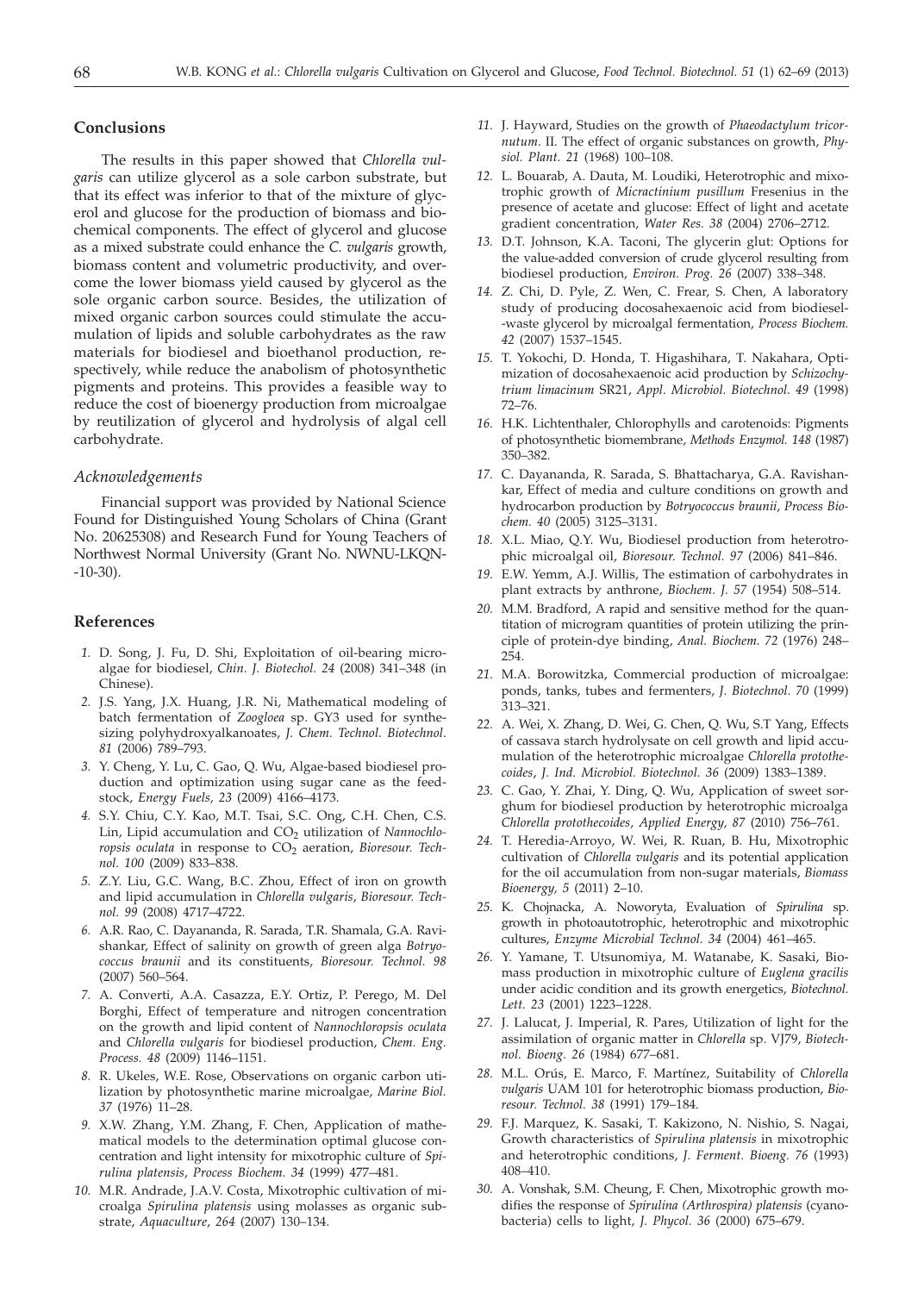## Conclusions

The results in this paper showed that *Chlorella vulgaris* can utilize glycerol as a sole carbon substrate, but that its effect was inferior to that of the mixture of glycerol and glucose for the production of biomass and biochemical components. The effect of glycerol and glucose as a mixed substrate could enhance the *C. vulgaris* growth, biomass content and volumetric productivity, and overcome the lower biomass yield caused by glycerol as the sole organic carbon source. Besides, the utilization of mixed organic carbon sources could stimulate the accumulation of lipids and soluble carbohydrates as the raw materials for biodiesel and bioethanol production, respectively, while reduce the anabolism of photosynthetic pigments and proteins. This provides a feasible way to reduce the cost of bioenergy production from microalgae by reutilization of glycerol and hydrolysis of algal cell carbohydrate.

### *Acknowledgements*

Financial support was provided by National Science Found for Distinguished Young Scholars of China (Grant No. 20625308) and Research Fund for Young Teachers of Northwest Normal University (Grant No. NWNU-LKQN-10-30).

## References

1. D. Song, J. Fu, D. Shi, Exploitation of oil-bearing microalgae for biodiesel, *Chin. J. Biotechol. 24* (2008) 341–348 (in Chinese).
2. J.S. Yang, J.X. Huang, J.R. Ni, Mathematical modeling of batch fermentation of *Zoogloea* sp. GY3 used for synthesizing polyhydroxyalkanoates, *J. Chem. Technol. Biotechnol. 81* (2006) 789–793.
3. Y. Cheng, Y. Lu, C. Gao, Q. Wu, Algae-based biodiesel production and optimization using sugar cane as the feedstock, *Energy Fuels, 23* (2009) 4166–4173.
4. S.Y. Chiu, C.Y. Kao, M.T. Tsai, S.C. Ong, C.H. Chen, C.S. Lin, Lipid accumulation and $CO_2$ utilization of *Nannochloropsis oculata* in response to $CO_2$ aeration, *Bioresour. Technol. 100* (2009) 833–838.
5. Z.Y. Liu, G.C. Wang, B.C. Zhou, Effect of iron on growth and lipid accumulation in *Chlorella vulgaris*, *Bioresour. Technol. 99* (2008) 4717–4722.
6. A.R. Rao, C. Dayananda, R. Sarada, T.R. Shamala, G.A. Ravishankar, Effect of salinity on growth of green alga *Botryococcus braunii* and its constituents, *Bioresour. Technol. 98* (2007) 560–564.
7. A. Converti, A.A. Casazza, E.Y. Ortiz, P. Perego, M. Del Borghi, Effect of temperature and nitrogen concentration on the growth and lipid content of *Nannochloropsis oculata* and *Chlorella vulgaris* for biodiesel production, *Chem. Eng. Process. 48* (2009) 1146–1151.
8. R. Ukeles, W.E. Rose, Observations on organic carbon utilization by photosynthetic marine microalgae, *Marine Biol. 37* (1976) 11–28.
9. X.W. Zhang, Y.M. Zhang, F. Chen, Application of mathematical models to the determination optimal glucose concentration and light intensity for mixotrophic culture of *Spirulina platensis*, *Process Biochem. 34* (1999) 477–481.
10. M.R. Andrade, J.A.V. Costa, Mixotrophic cultivation of microalga *Spirulina platensis* using molasses as organic substrate, *Aquaculture*, *264* (2007) 130–134.
11. J. Hayward, Studies on the growth of *Phaeodactylum tricornutum*. II. The effect of organic substances on growth, *Physiol. Plant. 21* (1968) 100–108.
12. L. Bouarab, A. Dauta, M. Loudiki, Heterotrophic and mixotrophic growth of *Micractinium pusillum* Fresenius in the presence of acetate and glucose: Effect of light and acetate gradient concentration, *Water Res. 38* (2004) 2706–2712.
13. D.T. Johnson, K.A. Taconi, The glycerin glut: Options for the value-added conversion of crude glycerol resulting from biodiesel production, *Environ. Prog. 26* (2007) 338–348.
14. Z. Chi, D. Pyle, Z. Wen, C. Frear, S. Chen, A laboratory study of producing docosahexaenoic acid from biodiesel-waste glycerol by microalgal fermentation, *Process Biochem. 42* (2007) 1537–1545.
15. T. Yokochi, D. Honda, T. Higashihara, T. Nakahara, Optimization of docosahexaenoic acid production by *Schizochytrium limacinum* SR21, *Appl. Microbiol. Biotechnol. 49* (1998) 72–76.
16. H.K. Lichtenthaler, Chlorophylls and carotenoids: Pigments of photosynthetic biomembrane, *Methods Enzymol. 148* (1987) 350–382.
17. C. Dayananda, R. Sarada, S. Bhattacharya, G.A. Ravishankar, Effect of media and culture conditions on growth and hydrocarbon production by *Botryococcus braunii*, *Process Biochem. 40* (2005) 3125–3131.
18. X.L. Miao, Q.Y. Wu, Biodiesel production from heterotrophic microalgal oil, *Bioresour. Technol. 97* (2006) 841–846.
19. E.W. Yemm, A.J. Willis, The estimation of carbohydrates in plant extracts by anthrone, *Biochem. J. 57* (1954) 508–514.
20. M.M. Bradford, A rapid and sensitive method for the quantitation of microgram quantities of protein utilizing the principle of protein-dye binding, *Anal. Biochem. 72* (1976) 248–254.
21. M.A. Borowitzka, Commercial production of microalgae: ponds, tanks, tubes and fermenters, *J. Biotechnol. 70* (1999) 313–321.
22. A. Wei, X. Zhang, D. Wei, G. Chen, Q. Wu, S.T Yang, Effects of cassava starch hydrolysate on cell growth and lipid accumulation of the heterotrophic microalgae *Chlorella protothecoides*, *J. Ind. Microbiol. Biotechnol. 36* (2009) 1383–1389.
23. C. Gao, Y. Zhai, Y. Ding, Q. Wu, Application of sweet sorghum for biodiesel production by heterotrophic microalga *Chlorella protothecoides*, *Applied Energy, 87* (2010) 756–761.
24. T. Heredia-Arroyo, W. Wei, R. Ruan, B. Hu, Mixotrophic cultivation of *Chlorella vulgaris* and its potential application for the oil accumulation from non-sugar materials, *Biomass Bioenergy, 5* (2011) 2–10.
25. K. Chojnacka, A. Noworyta, Evaluation of *Spirulina* sp. growth in photoautotrophic, heterotrophic and mixotrophic cultures, *Enzyme Microbial Technol. 34* (2004) 461–465.
26. Y. Yamane, T. Utsunomiya, M. Watanabe, K. Sasaki, Biomass production in mixotrophic culture of *Euglena gracilis* under acidic condition and its growth energetics, *Biotechnol. Lett. 23* (2001) 1223–1228.
27. J. Lalucat, J. Imperial, R. Pares, Utilization of light for the assimilation of organic matter in *Chlorella* sp. VJ79, *Biotechnol. Bioeng. 26* (1984) 677–681.
28. M.L. Orús, E. Marco, F. Martínez, Suitability of *Chlorella vulgaris* UAM 101 for heterotrophic biomass production, *Bioresour. Technol. 38* (1991) 179–184.
29. F.J. Marquez, K. Sasaki, T. Kakizono, N. Nishio, S. Nagai, Growth characteristics of *Spirulina platensis* in mixotrophic and heterotrophic conditions, *J. Ferment. Bioeng. 76* (1993) 408–410.
30. A. Vonshak, S.M. Cheung, F. Chen, Mixotrophic growth modifies the response of *Spirulina (Arthrospira) platensis* (cyanobacteria) cells to light, *J. Phycol. 36* (2000) 675–679.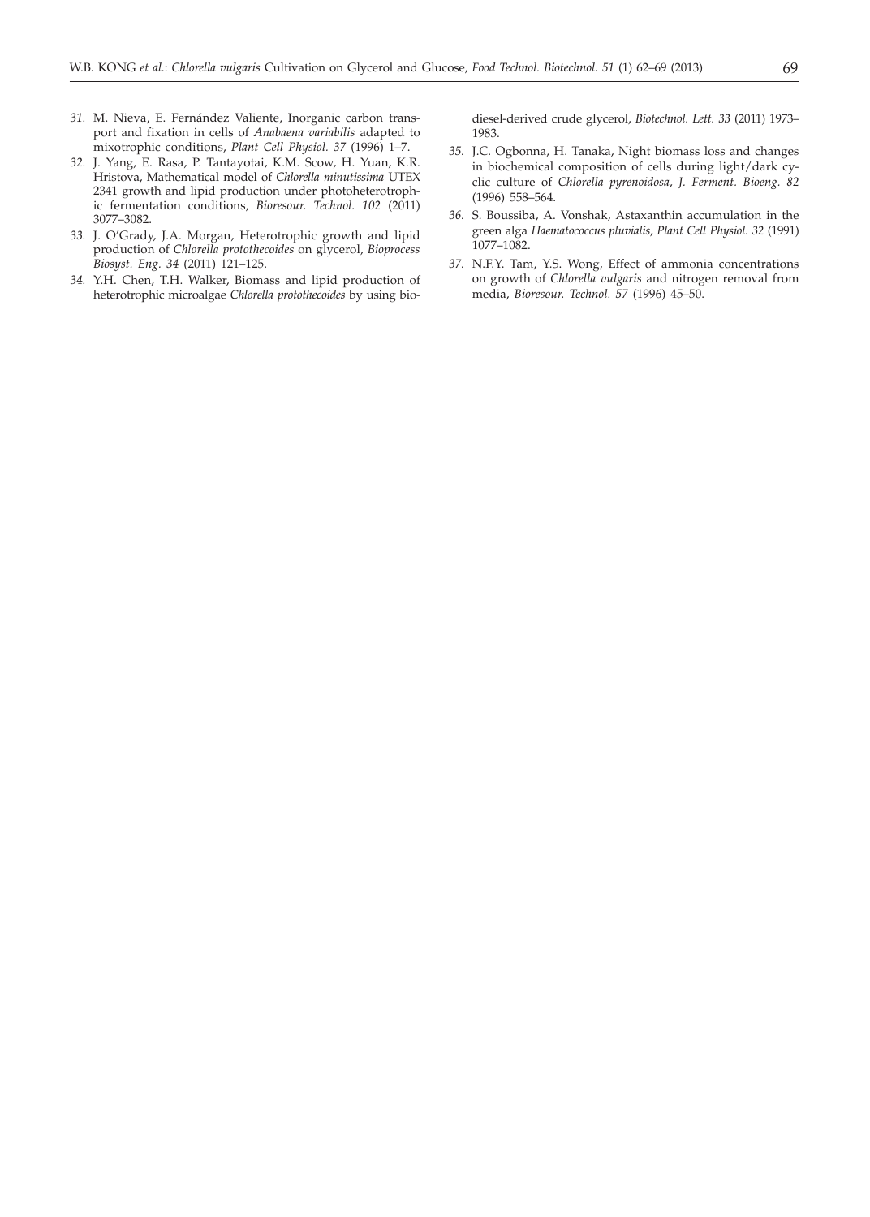31. M. Nieva, E. Fernández Valiente, Inorganic carbon transport and fixation in cells of *Anabaena variabilis* adapted to mixotrophic conditions, *Plant Cell Physiol. 37* (1996) 1–7.
32. J. Yang, E. Rasa, P. Tantayotai, K.M. Scow, H. Yuan, K.R. Hristova, Mathematical model of *Chlorella minutissima* UTEX 2341 growth and lipid production under photoheterotrophic fermentation conditions, *Bioresour. Technol. 102* (2011) 3077–3082.
33. J. O'Grady, J.A. Morgan, Heterotrophic growth and lipid production of *Chlorella protothecoides* on glycerol, *Bioprocess Biosyst. Eng. 34* (2011) 121–125.
34. Y.H. Chen, T.H. Walker, Biomass and lipid production of heterotrophic microalgae *Chlorella protothecoides* by using biodiesel-derived crude glycerol, *Biotechnol. Lett. 33* (2011) 1973–1983.
35. J.C. Ogbonna, H. Tanaka, Night biomass loss and changes in biochemical composition of cells during light/dark cyclic culture of *Chlorella pyrenoidosa*, *J. Ferment. Bioeng. 82* (1996) 558–564.
36. S. Boussiba, A. Vonshak, Astaxanthin accumulation in the green alga *Haematococcus pluvialis*, *Plant Cell Physiol. 32* (1991) 1077–1082.
37. N.F.Y. Tam, Y.S. Wong, Effect of ammonia concentrations on growth of *Chlorella vulgaris* and nitrogen removal from media, *Bioresour. Technol. 57* (1996) 45–50.